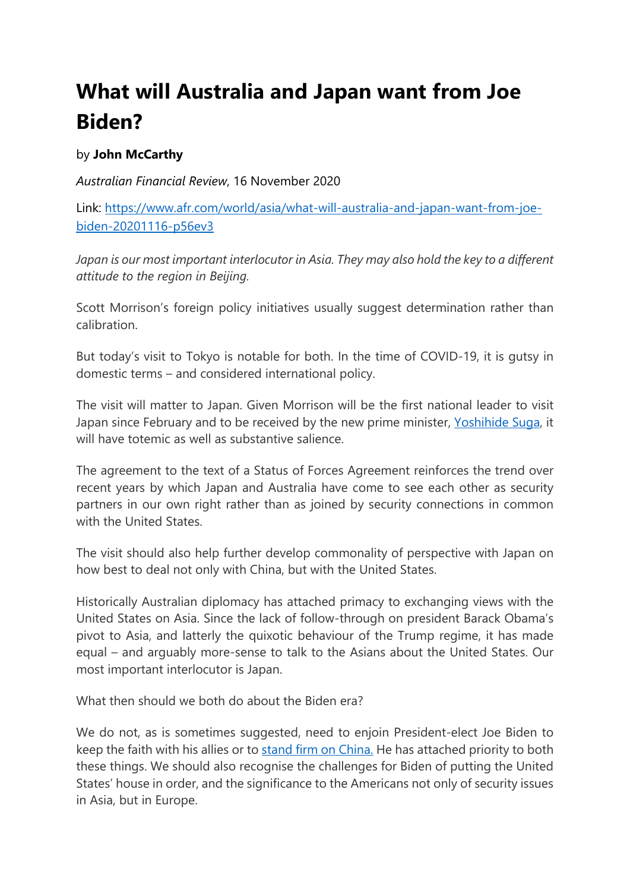# What will Australia and Japan want from Joe Biden?

by **John McCarthy**

*Australian Financial Review*, 16 November 2020

Link: [https://www.afr.com/world/asia/what-will-australia-and-japan-want-from-joe-biden-20201116-p56ev3](https://www.afr.com/world/asia/what-will-australia-and-japan-want-from-joe-biden-20201116-p56ev3)

*Japan is our most important interlocutor in Asia. They may also hold the key to a different attitude to the region in Beijing.*

Scott Morrison's foreign policy initiatives usually suggest determination rather than calibration.

But today's visit to Tokyo is notable for both. In the time of COVID-19, it is gutsy in domestic terms – and considered international policy.

The visit will matter to Japan. Given Morrison will be the first national leader to visit Japan since February and to be received by the new prime minister, Yoshihide Suga, it will have totemic as well as substantive salience.

The agreement to the text of a Status of Forces Agreement reinforces the trend over recent years by which Japan and Australia have come to see each other as security partners in our own right rather than as joined by security connections in common with the United States.

The visit should also help further develop commonality of perspective with Japan on how best to deal not only with China, but with the United States.

Historically Australian diplomacy has attached primacy to exchanging views with the United States on Asia. Since the lack of follow-through on president Barack Obama's pivot to Asia, and latterly the quixotic behaviour of the Trump regime, it has made equal – and arguably more-sense to talk to the Asians about the United States. Our most important interlocutor is Japan.

What then should we both do about the Biden era?

We do not, as is sometimes suggested, need to enjoin President-elect Joe Biden to keep the faith with his allies or to stand firm on China. He has attached priority to both these things. We should also recognise the challenges for Biden of putting the United States' house in order, and the significance to the Americans not only of security issues in Asia, but in Europe.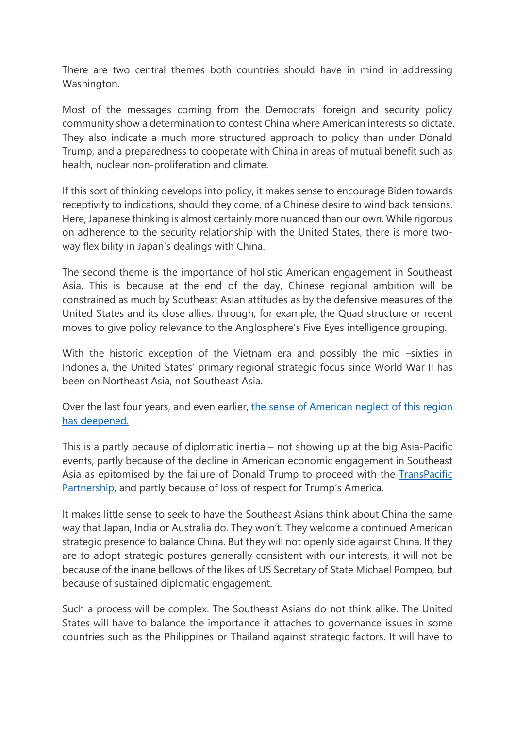There are two central themes both countries should have in mind in addressing Washington.

Most of the messages coming from the Democrats' foreign and security policy community show a determination to contest China where American interests so dictate. They also indicate a much more structured approach to policy than under Donald Trump, and a preparedness to cooperate with China in areas of mutual benefit such as health, nuclear non-proliferation and climate.

If this sort of thinking develops into policy, it makes sense to encourage Biden towards receptivity to indications, should they come, of a Chinese desire to wind back tensions. Here, Japanese thinking is almost certainly more nuanced than our own. While rigorous on adherence to the security relationship with the United States, there is more two-way flexibility in Japan's dealings with China.

The second theme is the importance of holistic American engagement in Southeast Asia. This is because at the end of the day, Chinese regional ambition will be constrained as much by Southeast Asian attitudes as by the defensive measures of the United States and its close allies, through, for example, the Quad structure or recent moves to give policy relevance to the Anglosphere's Five Eyes intelligence grouping.

With the historic exception of the Vietnam era and possibly the mid –sixties in Indonesia, the United States' primary regional strategic focus since World War II has been on Northeast Asia, not Southeast Asia.

Over the last four years, and even earlier, [the sense of American neglect of this region has deepened.]

This is a partly because of diplomatic inertia – not showing up at the big Asia-Pacific events, partly because of the decline in American economic engagement in Southeast Asia as epitomised by the failure of Donald Trump to proceed with the [TransPacific Partnership], and partly because of loss of respect for Trump's America.

It makes little sense to seek to have the Southeast Asians think about China the same way that Japan, India or Australia do. They won't. They welcome a continued American strategic presence to balance China. But they will not openly side against China. If they are to adopt strategic postures generally consistent with our interests, it will not be because of the inane bellows of the likes of US Secretary of State Michael Pompeo, but because of sustained diplomatic engagement.

Such a process will be complex. The Southeast Asians do not think alike. The United States will have to balance the importance it attaches to governance issues in some countries such as the Philippines or Thailand against strategic factors. It will have to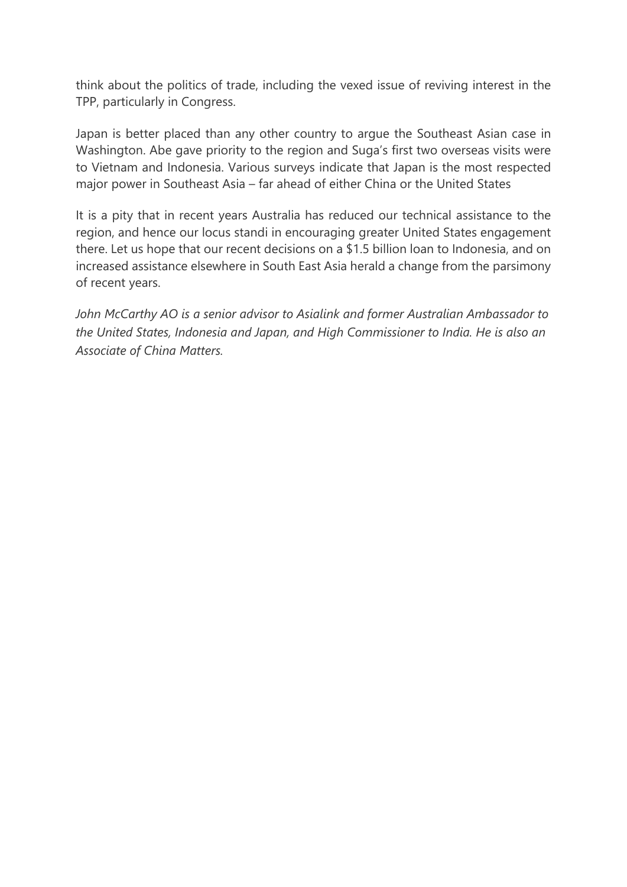think about the politics of trade, including the vexed issue of reviving interest in the TPP, particularly in Congress.

Japan is better placed than any other country to argue the Southeast Asian case in Washington. Abe gave priority to the region and Suga's first two overseas visits were to Vietnam and Indonesia. Various surveys indicate that Japan is the most respected major power in Southeast Asia – far ahead of either China or the United States

It is a pity that in recent years Australia has reduced our technical assistance to the region, and hence our locus standi in encouraging greater United States engagement there. Let us hope that our recent decisions on a $1.5 billion loan to Indonesia, and on increased assistance elsewhere in South East Asia herald a change from the parsimony of recent years.

*John McCarthy AO is a senior advisor to Asialink and former Australian Ambassador to the United States, Indonesia and Japan, and High Commissioner to India. He is also an Associate of China Matters.*